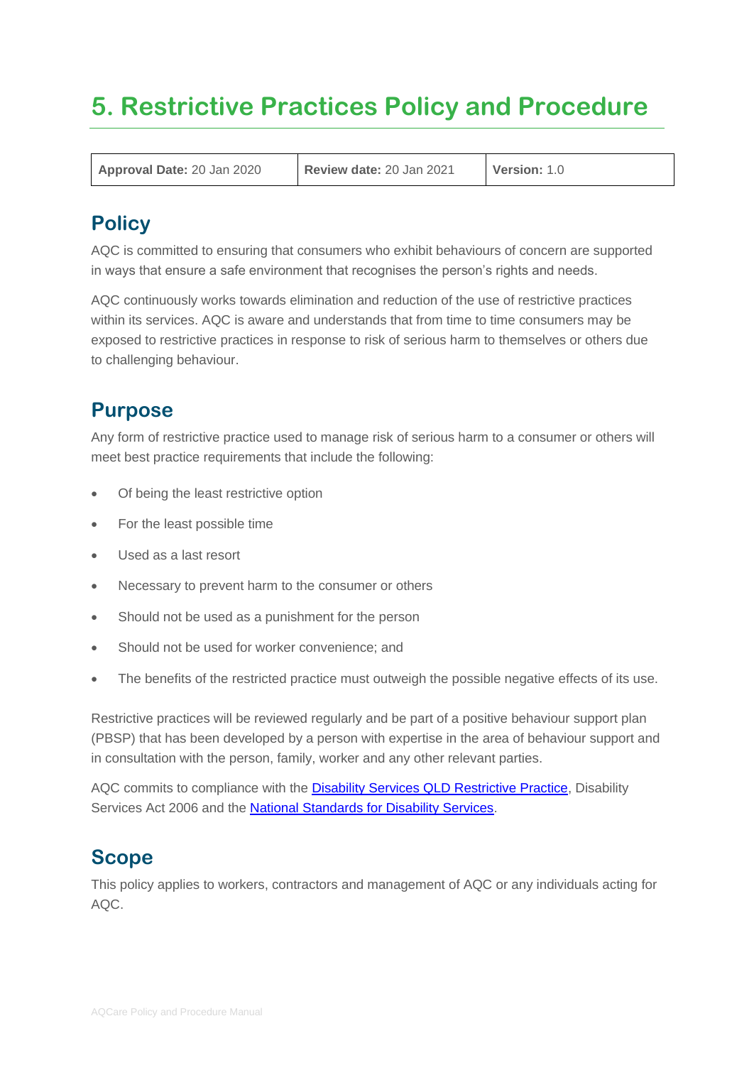# 5. Restrictive Practices Policy and Procedure

| **Approval Date:** 20 Jan 2020 | **Review date:** 20 Jan 2021 | **Version:** 1.0 |
|---|---|---|

## Policy

AQC is committed to ensuring that consumers who exhibit behaviours of concern are supported in ways that ensure a safe environment that recognises the person's rights and needs.

AQC continuously works towards elimination and reduction of the use of restrictive practices within its services. AQC is aware and understands that from time to time consumers may be exposed to restrictive practices in response to risk of serious harm to themselves or others due to challenging behaviour.

## Purpose

Any form of restrictive practice used to manage risk of serious harm to a consumer or others will meet best practice requirements that include the following:

- Of being the least restrictive option
- For the least possible time
- Used as a last resort
- Necessary to prevent harm to the consumer or others
- Should not be used as a punishment for the person
- Should not be used for worker convenience; and
- The benefits of the restricted practice must outweigh the possible negative effects of its use.

Restrictive practices will be reviewed regularly and be part of a positive behaviour support plan (PBSP) that has been developed by a person with expertise in the area of behaviour support and in consultation with the person, family, worker and any other relevant parties.

AQC commits to compliance with the Disability Services QLD Restrictive Practice, Disability Services Act 2006 and the National Standards for Disability Services.

## Scope

This policy applies to workers, contractors and management of AQC or any individuals acting for AQC.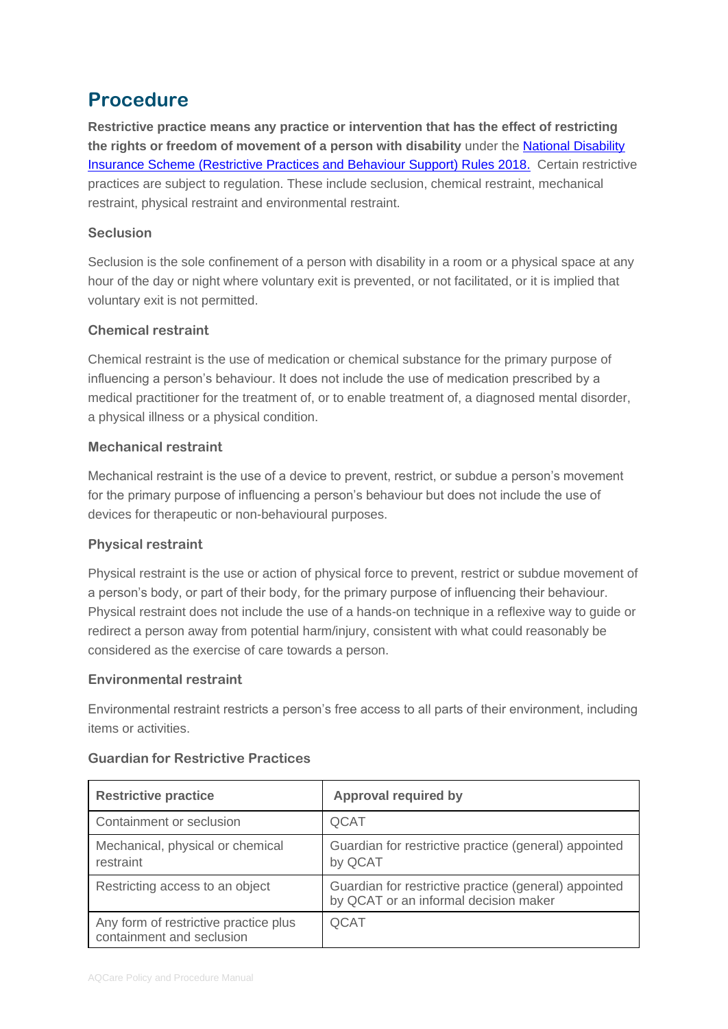## Procedure

**Restrictive practice means any practice or intervention that has the effect of restricting the rights or freedom of movement of a person with disability** under the [National Disability Insurance Scheme (Restrictive Practices and Behaviour Support) Rules 2018.](#) Certain restrictive practices are subject to regulation. These include seclusion, chemical restraint, mechanical restraint, physical restraint and environmental restraint.

### Seclusion

Seclusion is the sole confinement of a person with disability in a room or a physical space at any hour of the day or night where voluntary exit is prevented, or not facilitated, or it is implied that voluntary exit is not permitted.

### Chemical restraint

Chemical restraint is the use of medication or chemical substance for the primary purpose of influencing a person's behaviour. It does not include the use of medication prescribed by a medical practitioner for the treatment of, or to enable treatment of, a diagnosed mental disorder, a physical illness or a physical condition.

### Mechanical restraint

Mechanical restraint is the use of a device to prevent, restrict, or subdue a person's movement for the primary purpose of influencing a person's behaviour but does not include the use of devices for therapeutic or non-behavioural purposes.

### Physical restraint

Physical restraint is the use or action of physical force to prevent, restrict or subdue movement of a person's body, or part of their body, for the primary purpose of influencing their behaviour. Physical restraint does not include the use of a hands-on technique in a reflexive way to guide or redirect a person away from potential harm/injury, consistent with what could reasonably be considered as the exercise of care towards a person.

### Environmental restraint

Environmental restraint restricts a person's free access to all parts of their environment, including items or activities.

### Guardian for Restrictive Practices

| Restrictive practice | Approval required by |
|---|---|
| Containment or seclusion | QCAT |
| Mechanical, physical or chemical restraint | Guardian for restrictive practice (general) appointed by QCAT |
| Restricting access to an object | Guardian for restrictive practice (general) appointed by QCAT or an informal decision maker |
| Any form of restrictive practice plus containment and seclusion | QCAT |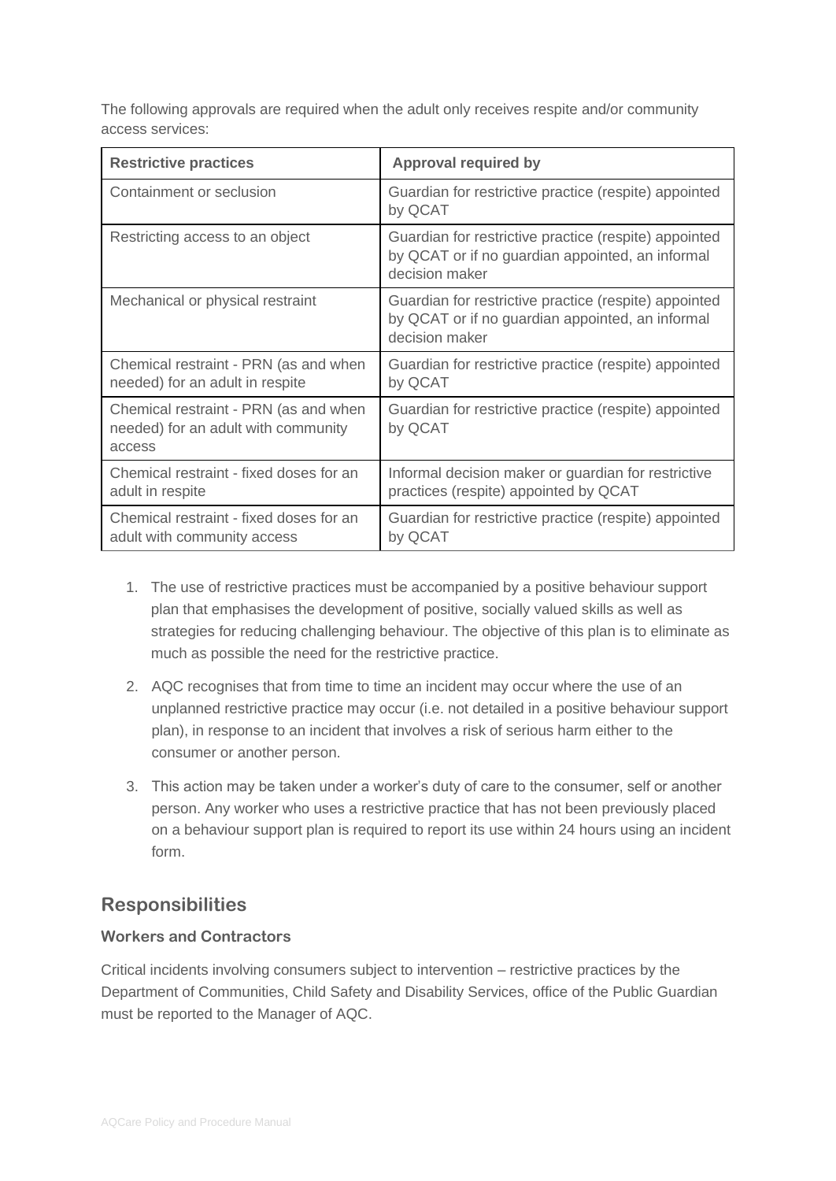The following approvals are required when the adult only receives respite and/or community access services:

| Restrictive practices | Approval required by |
|---|---|
| Containment or seclusion | Guardian for restrictive practice (respite) appointed by QCAT |
| Restricting access to an object | Guardian for restrictive practice (respite) appointed by QCAT or if no guardian appointed, an informal decision maker |
| Mechanical or physical restraint | Guardian for restrictive practice (respite) appointed by QCAT or if no guardian appointed, an informal decision maker |
| Chemical restraint - PRN (as and when needed) for an adult in respite | Guardian for restrictive practice (respite) appointed by QCAT |
| Chemical restraint - PRN (as and when needed) for an adult with community access | Guardian for restrictive practice (respite) appointed by QCAT |
| Chemical restraint - fixed doses for an adult in respite | Informal decision maker or guardian for restrictive practices (respite) appointed by QCAT |
| Chemical restraint - fixed doses for an adult with community access | Guardian for restrictive practice (respite) appointed by QCAT |

1. The use of restrictive practices must be accompanied by a positive behaviour support plan that emphasises the development of positive, socially valued skills as well as strategies for reducing challenging behaviour. The objective of this plan is to eliminate as much as possible the need for the restrictive practice.
2. AQC recognises that from time to time an incident may occur where the use of an unplanned restrictive practice may occur (i.e. not detailed in a positive behaviour support plan), in response to an incident that involves a risk of serious harm either to the consumer or another person.
3. This action may be taken under a worker's duty of care to the consumer, self or another person. Any worker who uses a restrictive practice that has not been previously placed on a behaviour support plan is required to report its use within 24 hours using an incident form.

## Responsibilities

### Workers and Contractors

Critical incidents involving consumers subject to intervention – restrictive practices by the Department of Communities, Child Safety and Disability Services, office of the Public Guardian must be reported to the Manager of AQC.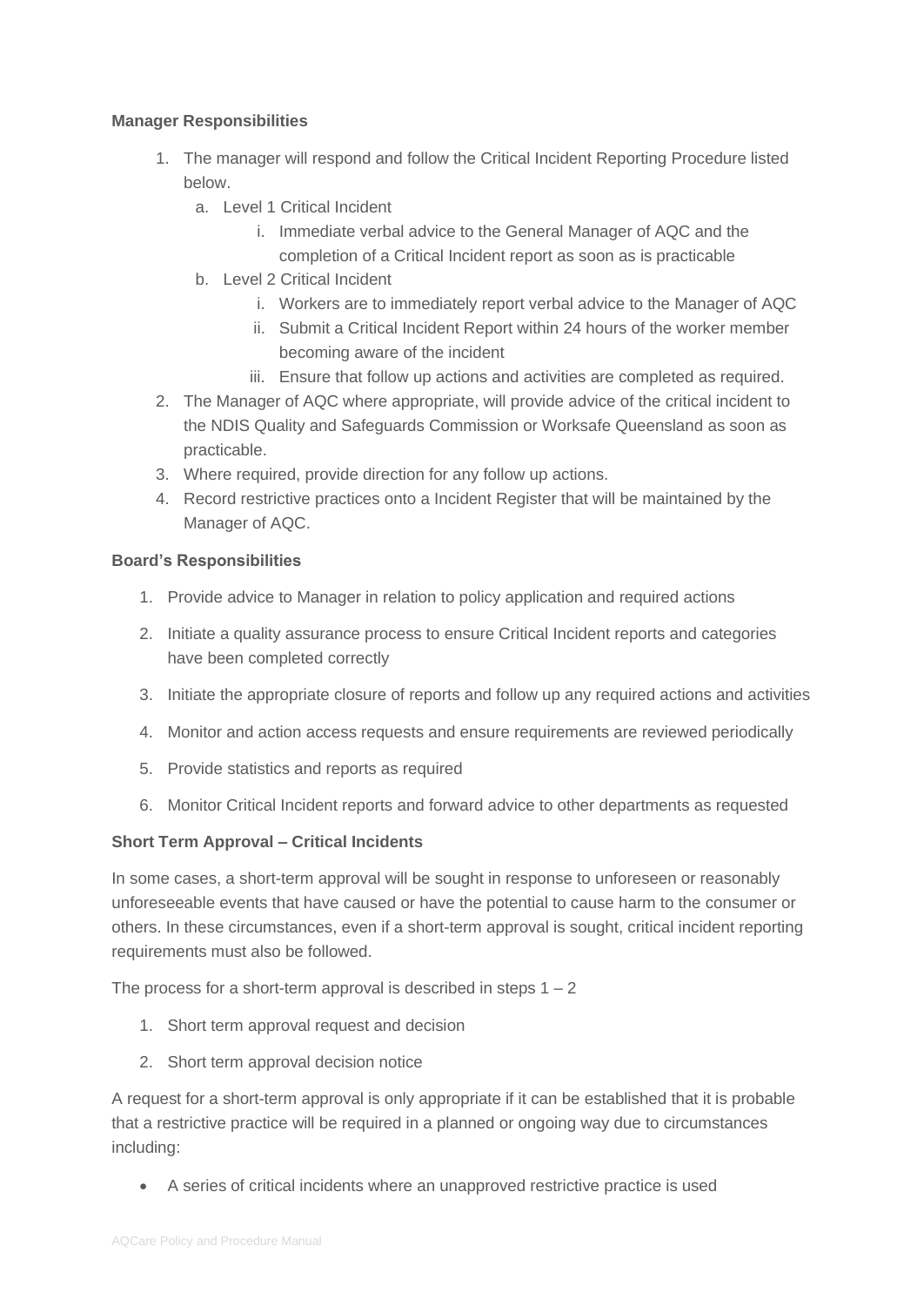**Manager Responsibilities**

1. The manager will respond and follow the Critical Incident Reporting Procedure listed below.
   a. Level 1 Critical Incident
      i. Immediate verbal advice to the General Manager of AQC and the completion of a Critical Incident report as soon as is practicable
   b. Level 2 Critical Incident
      i. Workers are to immediately report verbal advice to the Manager of AQC
      ii. Submit a Critical Incident Report within 24 hours of the worker member becoming aware of the incident
      iii. Ensure that follow up actions and activities are completed as required.
2. The Manager of AQC where appropriate, will provide advice of the critical incident to the NDIS Quality and Safeguards Commission or Worksafe Queensland as soon as practicable.
3. Where required, provide direction for any follow up actions.
4. Record restrictive practices onto a Incident Register that will be maintained by the Manager of AQC.

**Board's Responsibilities**

1. Provide advice to Manager in relation to policy application and required actions
2. Initiate a quality assurance process to ensure Critical Incident reports and categories have been completed correctly
3. Initiate the appropriate closure of reports and follow up any required actions and activities
4. Monitor and action access requests and ensure requirements are reviewed periodically
5. Provide statistics and reports as required
6. Monitor Critical Incident reports and forward advice to other departments as requested

**Short Term Approval – Critical Incidents**

In some cases, a short-term approval will be sought in response to unforeseen or reasonably unforeseeable events that have caused or have the potential to cause harm to the consumer or others. In these circumstances, even if a short-term approval is sought, critical incident reporting requirements must also be followed.

The process for a short-term approval is described in steps 1 – 2

1. Short term approval request and decision
2. Short term approval decision notice

A request for a short-term approval is only appropriate if it can be established that it is probable that a restrictive practice will be required in a planned or ongoing way due to circumstances including:

- A series of critical incidents where an unapproved restrictive practice is used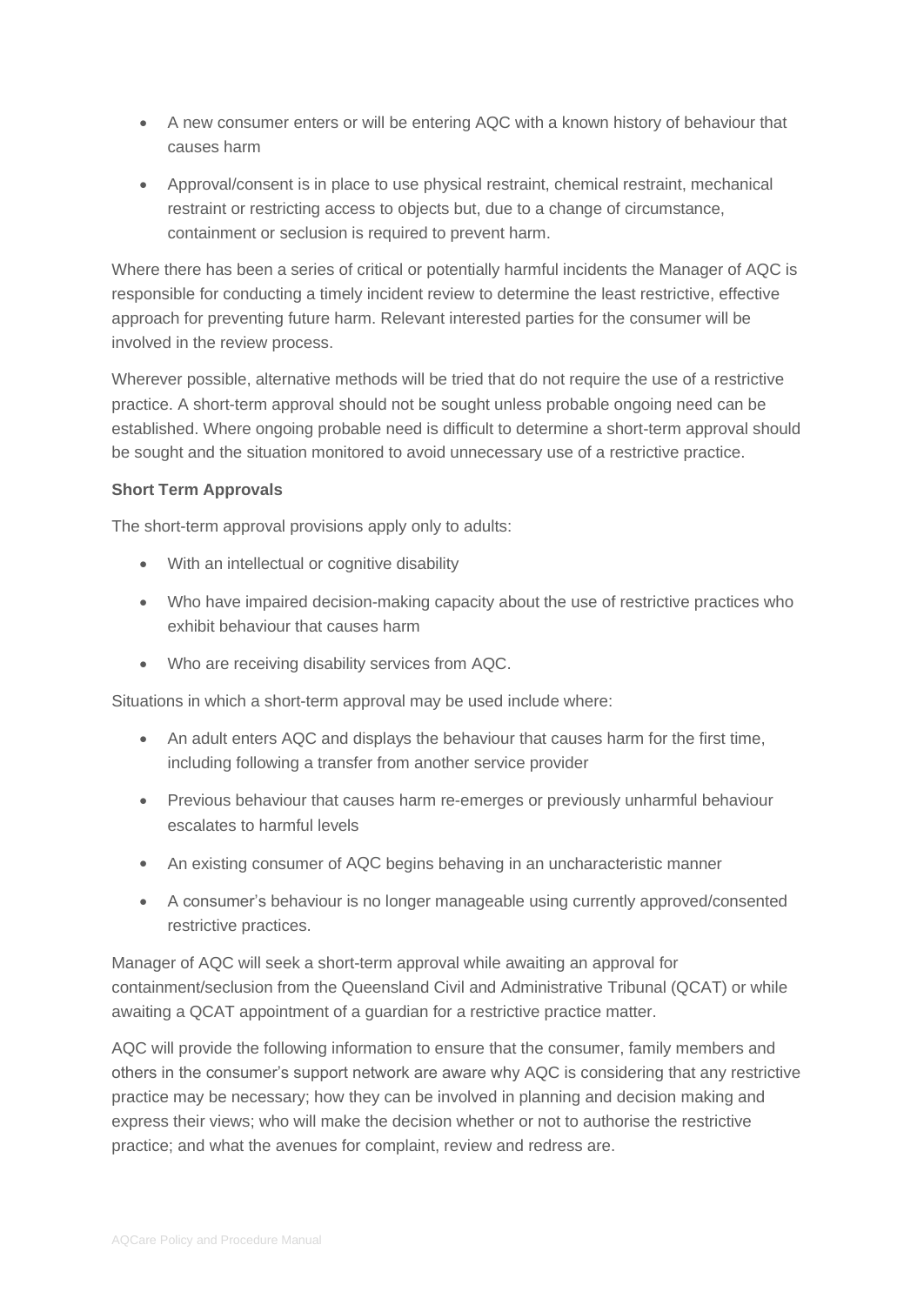- A new consumer enters or will be entering AQC with a known history of behaviour that causes harm
- Approval/consent is in place to use physical restraint, chemical restraint, mechanical restraint or restricting access to objects but, due to a change of circumstance, containment or seclusion is required to prevent harm.

Where there has been a series of critical or potentially harmful incidents the Manager of AQC is responsible for conducting a timely incident review to determine the least restrictive, effective approach for preventing future harm. Relevant interested parties for the consumer will be involved in the review process.

Wherever possible, alternative methods will be tried that do not require the use of a restrictive practice. A short-term approval should not be sought unless probable ongoing need can be established. Where ongoing probable need is difficult to determine a short-term approval should be sought and the situation monitored to avoid unnecessary use of a restrictive practice.

**Short Term Approvals**

The short-term approval provisions apply only to adults:

- With an intellectual or cognitive disability
- Who have impaired decision-making capacity about the use of restrictive practices who exhibit behaviour that causes harm
- Who are receiving disability services from AQC.

Situations in which a short-term approval may be used include where:

- An adult enters AQC and displays the behaviour that causes harm for the first time, including following a transfer from another service provider
- Previous behaviour that causes harm re-emerges or previously unharmful behaviour escalates to harmful levels
- An existing consumer of AQC begins behaving in an uncharacteristic manner
- A consumer's behaviour is no longer manageable using currently approved/consented restrictive practices.

Manager of AQC will seek a short-term approval while awaiting an approval for containment/seclusion from the Queensland Civil and Administrative Tribunal (QCAT) or while awaiting a QCAT appointment of a guardian for a restrictive practice matter.

AQC will provide the following information to ensure that the consumer, family members and others in the consumer's support network are aware why AQC is considering that any restrictive practice may be necessary; how they can be involved in planning and decision making and express their views; who will make the decision whether or not to authorise the restrictive practice; and what the avenues for complaint, review and redress are.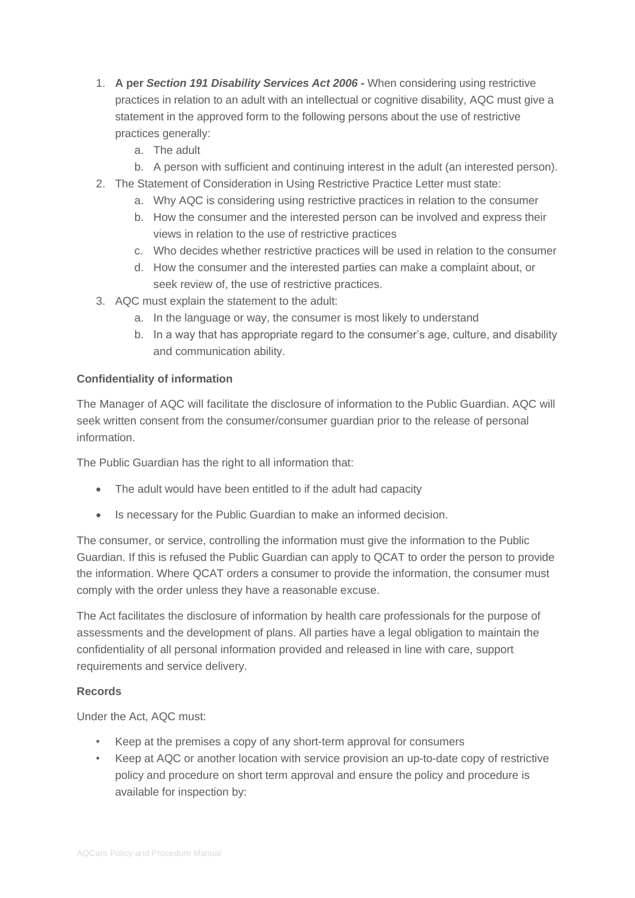1. **A per *Section 191 Disability Services Act 2006* -** When considering using restrictive practices in relation to an adult with an intellectual or cognitive disability, AQC must give a statement in the approved form to the following persons about the use of restrictive practices generally:
    a. The adult
    b. A person with sufficient and continuing interest in the adult (an interested person).
2. The Statement of Consideration in Using Restrictive Practice Letter must state:
    a. Why AQC is considering using restrictive practices in relation to the consumer
    b. How the consumer and the interested person can be involved and express their views in relation to the use of restrictive practices
    c. Who decides whether restrictive practices will be used in relation to the consumer
    d. How the consumer and the interested parties can make a complaint about, or seek review of, the use of restrictive practices.
3. AQC must explain the statement to the adult:
    a. In the language or way, the consumer is most likely to understand
    b. In a way that has appropriate regard to the consumer's age, culture, and disability and communication ability.

**Confidentiality of information**

The Manager of AQC will facilitate the disclosure of information to the Public Guardian. AQC will seek written consent from the consumer/consumer guardian prior to the release of personal information.

The Public Guardian has the right to all information that:

- The adult would have been entitled to if the adult had capacity
- Is necessary for the Public Guardian to make an informed decision.

The consumer, or service, controlling the information must give the information to the Public Guardian. If this is refused the Public Guardian can apply to QCAT to order the person to provide the information. Where QCAT orders a consumer to provide the information, the consumer must comply with the order unless they have a reasonable excuse.

The Act facilitates the disclosure of information by health care professionals for the purpose of assessments and the development of plans. All parties have a legal obligation to maintain the confidentiality of all personal information provided and released in line with care, support requirements and service delivery.

**Records**

Under the Act, AQC must:

- Keep at the premises a copy of any short-term approval for consumers
- Keep at AQC or another location with service provision an up-to-date copy of restrictive policy and procedure on short term approval and ensure the policy and procedure is available for inspection by: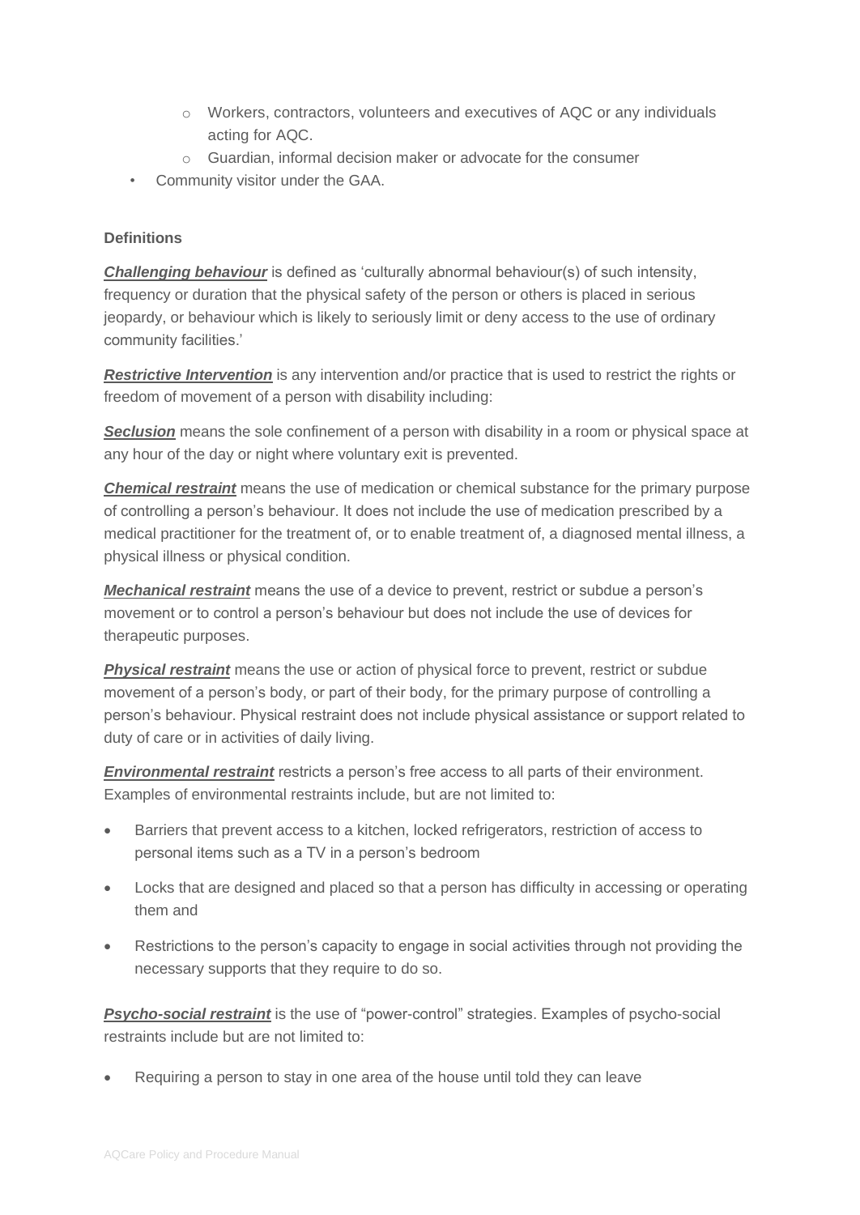- Workers, contractors, volunteers and executives of AQC or any individuals acting for AQC.
  - Guardian, informal decision maker or advocate for the consumer
- Community visitor under the GAA.

**Definitions**

***Challenging behaviour*** is defined as 'culturally abnormal behaviour(s) of such intensity, frequency or duration that the physical safety of the person or others is placed in serious jeopardy, or behaviour which is likely to seriously limit or deny access to the use of ordinary community facilities.'

***Restrictive Intervention*** is any intervention and/or practice that is used to restrict the rights or freedom of movement of a person with disability including:

***Seclusion*** means the sole confinement of a person with disability in a room or physical space at any hour of the day or night where voluntary exit is prevented.

***Chemical restraint*** means the use of medication or chemical substance for the primary purpose of controlling a person's behaviour. It does not include the use of medication prescribed by a medical practitioner for the treatment of, or to enable treatment of, a diagnosed mental illness, a physical illness or physical condition.

***Mechanical restraint*** means the use of a device to prevent, restrict or subdue a person's movement or to control a person's behaviour but does not include the use of devices for therapeutic purposes.

***Physical restraint*** means the use or action of physical force to prevent, restrict or subdue movement of a person's body, or part of their body, for the primary purpose of controlling a person's behaviour. Physical restraint does not include physical assistance or support related to duty of care or in activities of daily living.

***Environmental restraint*** restricts a person's free access to all parts of their environment. Examples of environmental restraints include, but are not limited to:

- Barriers that prevent access to a kitchen, locked refrigerators, restriction of access to personal items such as a TV in a person's bedroom
- Locks that are designed and placed so that a person has difficulty in accessing or operating them and
- Restrictions to the person's capacity to engage in social activities through not providing the necessary supports that they require to do so.

***Psycho-social restraint*** is the use of "power-control" strategies. Examples of psycho-social restraints include but are not limited to:

- Requiring a person to stay in one area of the house until told they can leave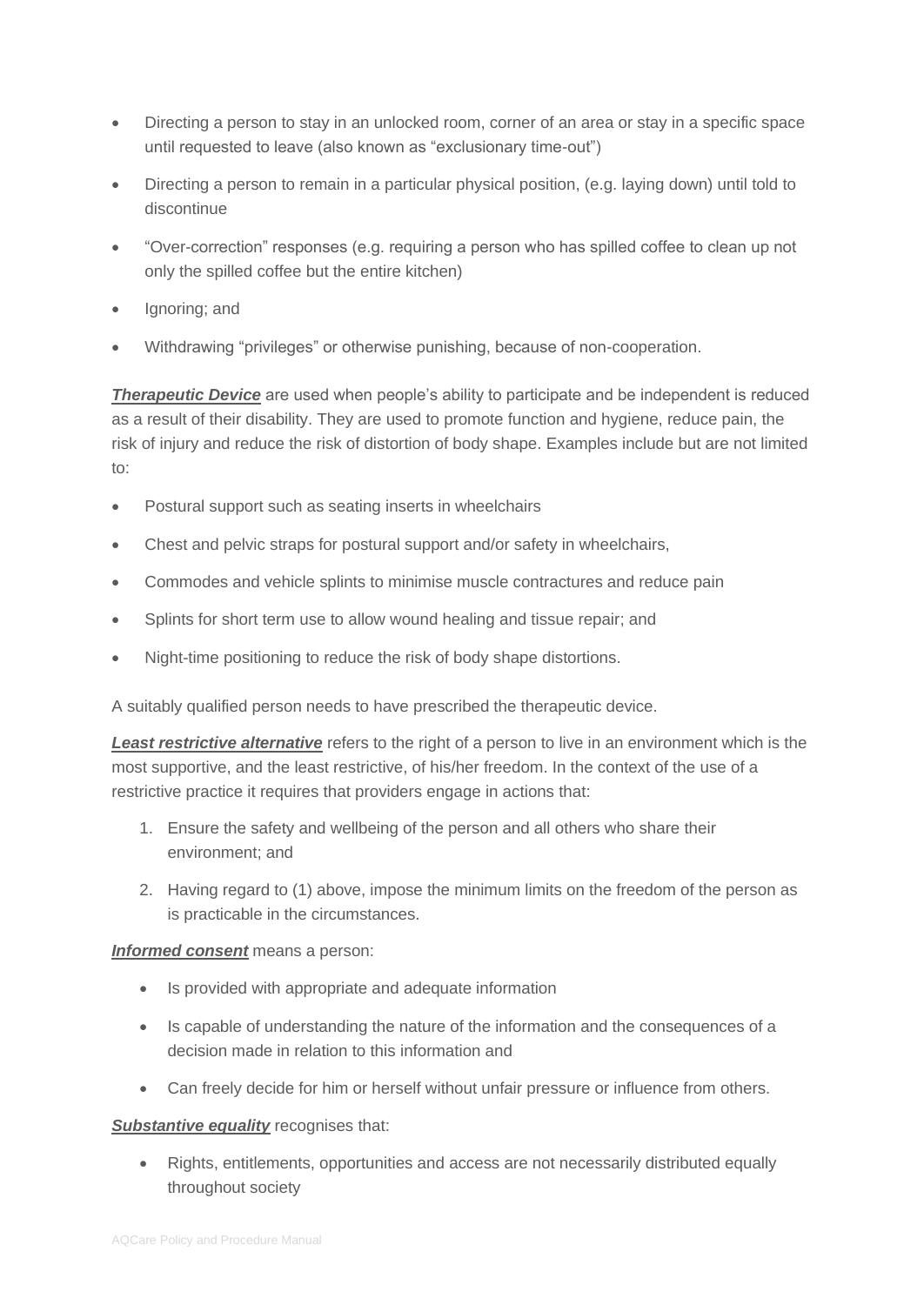- Directing a person to stay in an unlocked room, corner of an area or stay in a specific space until requested to leave (also known as "exclusionary time-out")
- Directing a person to remain in a particular physical position, (e.g. laying down) until told to discontinue
- "Over-correction" responses (e.g. requiring a person who has spilled coffee to clean up not only the spilled coffee but the entire kitchen)
- Ignoring; and
- Withdrawing "privileges" or otherwise punishing, because of non-cooperation.

***Therapeutic Device*** are used when people's ability to participate and be independent is reduced as a result of their disability. They are used to promote function and hygiene, reduce pain, the risk of injury and reduce the risk of distortion of body shape. Examples include but are not limited to:

- Postural support such as seating inserts in wheelchairs
- Chest and pelvic straps for postural support and/or safety in wheelchairs,
- Commodes and vehicle splints to minimise muscle contractures and reduce pain
- Splints for short term use to allow wound healing and tissue repair; and
- Night-time positioning to reduce the risk of body shape distortions.

A suitably qualified person needs to have prescribed the therapeutic device.

***Least restrictive alternative*** refers to the right of a person to live in an environment which is the most supportive, and the least restrictive, of his/her freedom. In the context of the use of a restrictive practice it requires that providers engage in actions that:

1. Ensure the safety and wellbeing of the person and all others who share their environment; and
2. Having regard to (1) above, impose the minimum limits on the freedom of the person as is practicable in the circumstances.

***Informed consent*** means a person:

- Is provided with appropriate and adequate information
- Is capable of understanding the nature of the information and the consequences of a decision made in relation to this information and
- Can freely decide for him or herself without unfair pressure or influence from others.

***Substantive equality*** recognises that:

- Rights, entitlements, opportunities and access are not necessarily distributed equally throughout society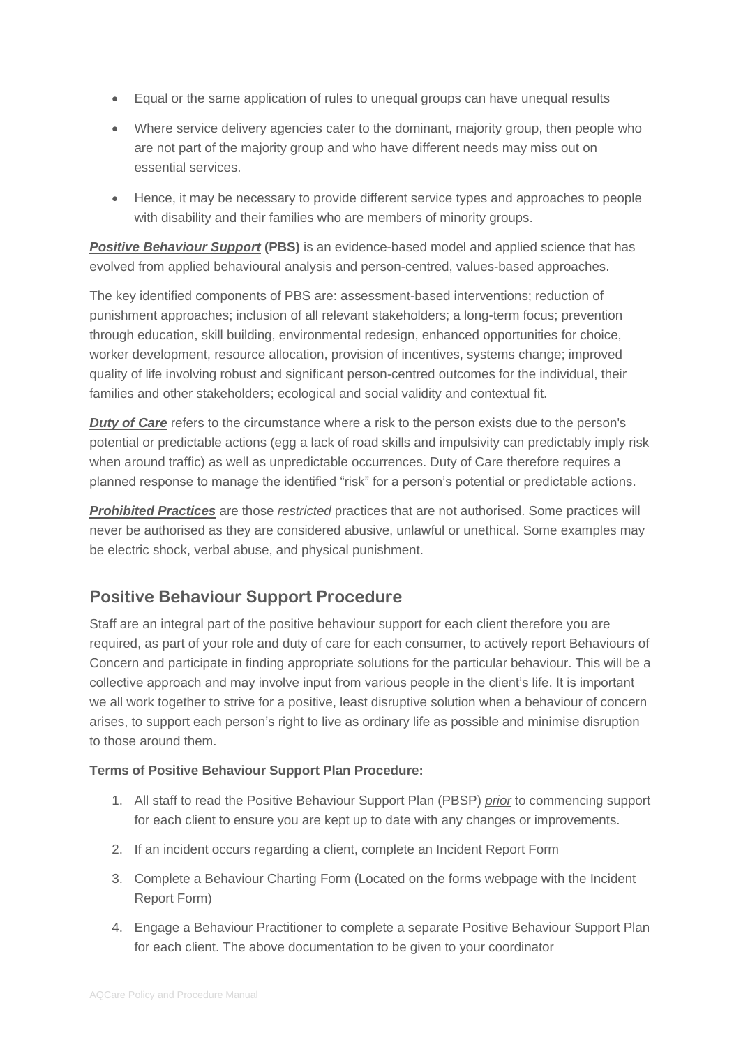- Equal or the same application of rules to unequal groups can have unequal results
- Where service delivery agencies cater to the dominant, majority group, then people who are not part of the majority group and who have different needs may miss out on essential services.
- Hence, it may be necessary to provide different service types and approaches to people with disability and their families who are members of minority groups.

***Positive Behaviour Support*** **(PBS)** is an evidence-based model and applied science that has evolved from applied behavioural analysis and person-centred, values-based approaches.

The key identified components of PBS are: assessment-based interventions; reduction of punishment approaches; inclusion of all relevant stakeholders; a long-term focus; prevention through education, skill building, environmental redesign, enhanced opportunities for choice, worker development, resource allocation, provision of incentives, systems change; improved quality of life involving robust and significant person-centred outcomes for the individual, their families and other stakeholders; ecological and social validity and contextual fit.

***Duty of Care*** refers to the circumstance where a risk to the person exists due to the person's potential or predictable actions (egg a lack of road skills and impulsivity can predictably imply risk when around traffic) as well as unpredictable occurrences. Duty of Care therefore requires a planned response to manage the identified "risk" for a person's potential or predictable actions.

***Prohibited Practices*** are those *restricted* practices that are not authorised. Some practices will never be authorised as they are considered abusive, unlawful or unethical. Some examples may be electric shock, verbal abuse, and physical punishment.

## Positive Behaviour Support Procedure

Staff are an integral part of the positive behaviour support for each client therefore you are required, as part of your role and duty of care for each consumer, to actively report Behaviours of Concern and participate in finding appropriate solutions for the particular behaviour. This will be a collective approach and may involve input from various people in the client's life. It is important we all work together to strive for a positive, least disruptive solution when a behaviour of concern arises, to support each person's right to live as ordinary life as possible and minimise disruption to those around them.

**Terms of Positive Behaviour Support Plan Procedure:**

1. All staff to read the Positive Behaviour Support Plan (PBSP) *prior* to commencing support for each client to ensure you are kept up to date with any changes or improvements.
2. If an incident occurs regarding a client, complete an Incident Report Form
3. Complete a Behaviour Charting Form (Located on the forms webpage with the Incident Report Form)
4. Engage a Behaviour Practitioner to complete a separate Positive Behaviour Support Plan for each client. The above documentation to be given to your coordinator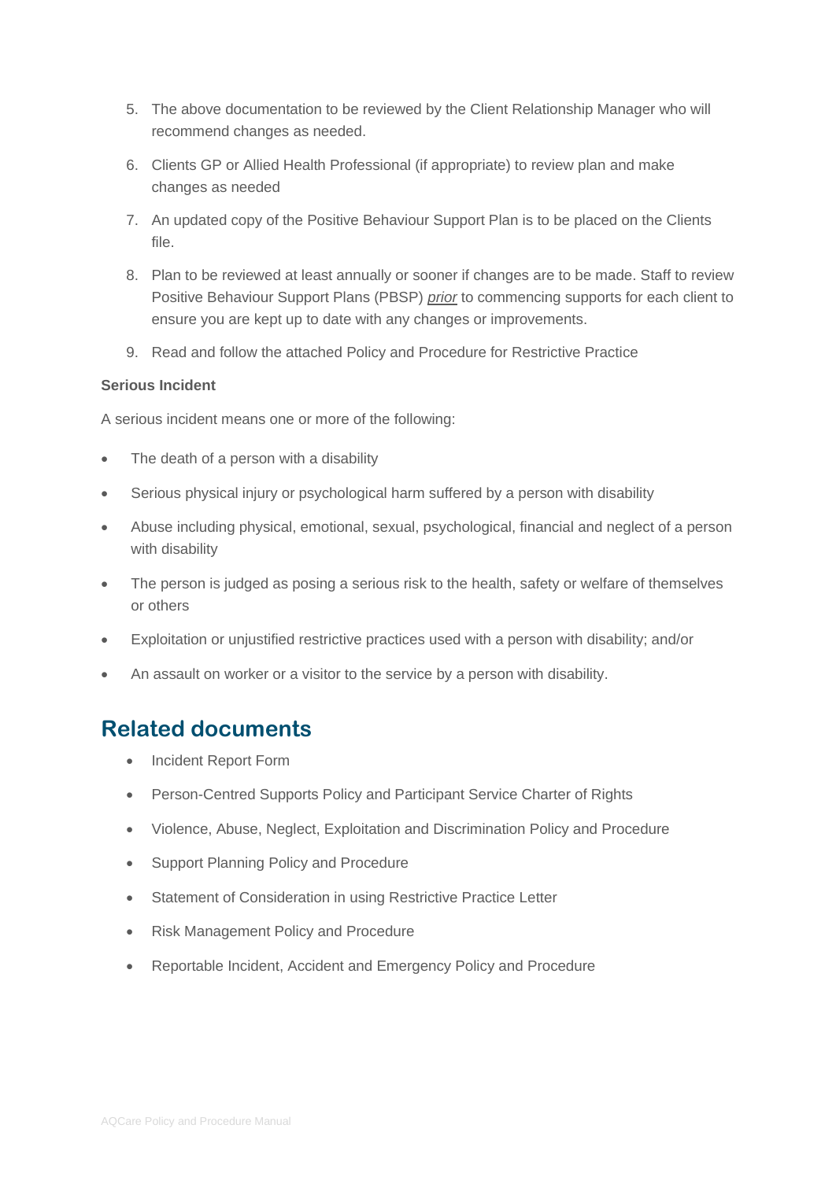5. The above documentation to be reviewed by the Client Relationship Manager who will recommend changes as needed.
6. Clients GP or Allied Health Professional (if appropriate) to review plan and make changes as needed
7. An updated copy of the Positive Behaviour Support Plan is to be placed on the Clients file.
8. Plan to be reviewed at least annually or sooner if changes are to be made. Staff to review Positive Behaviour Support Plans (PBSP) *prior* to commencing supports for each client to ensure you are kept up to date with any changes or improvements.
9. Read and follow the attached Policy and Procedure for Restrictive Practice

**Serious Incident**

A serious incident means one or more of the following:

- The death of a person with a disability
- Serious physical injury or psychological harm suffered by a person with disability
- Abuse including physical, emotional, sexual, psychological, financial and neglect of a person with disability
- The person is judged as posing a serious risk to the health, safety or welfare of themselves or others
- Exploitation or unjustified restrictive practices used with a person with disability; and/or
- An assault on worker or a visitor to the service by a person with disability.

## Related documents

- Incident Report Form
- Person-Centred Supports Policy and Participant Service Charter of Rights
- Violence, Abuse, Neglect, Exploitation and Discrimination Policy and Procedure
- Support Planning Policy and Procedure
- Statement of Consideration in using Restrictive Practice Letter
- Risk Management Policy and Procedure
- Reportable Incident, Accident and Emergency Policy and Procedure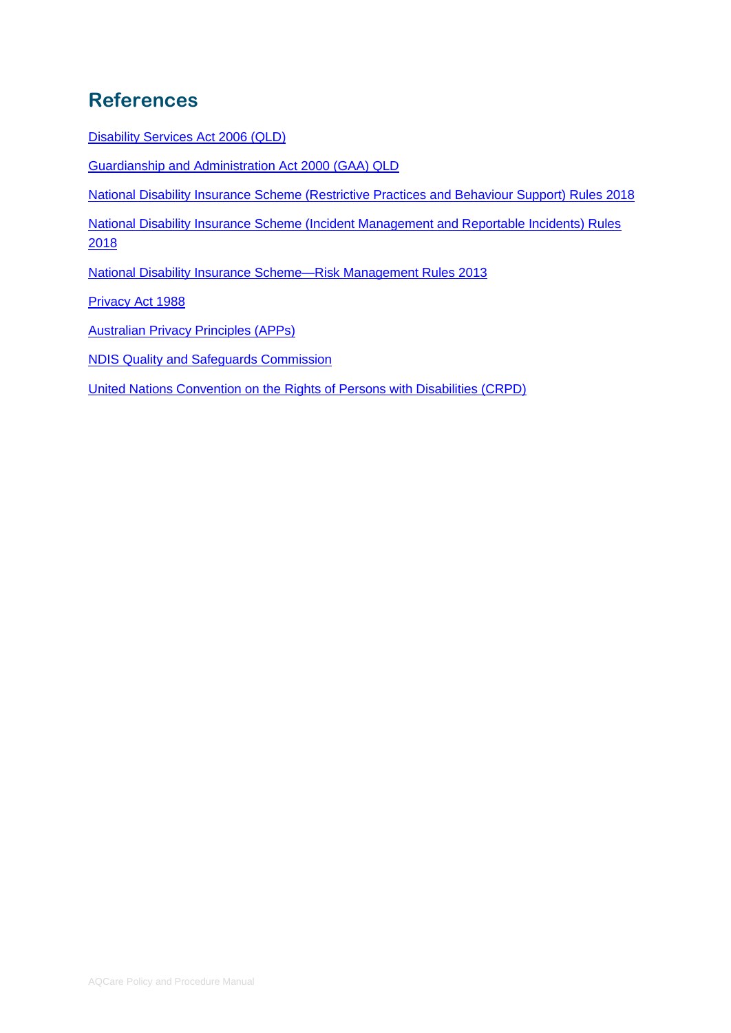## References

Disability Services Act 2006 (QLD)

Guardianship and Administration Act 2000 (GAA) QLD

National Disability Insurance Scheme (Restrictive Practices and Behaviour Support) Rules 2018

National Disability Insurance Scheme (Incident Management and Reportable Incidents) Rules 2018

National Disability Insurance Scheme—Risk Management Rules 2013

Privacy Act 1988

Australian Privacy Principles (APPs)

NDIS Quality and Safeguards Commission

United Nations Convention on the Rights of Persons with Disabilities (CRPD)